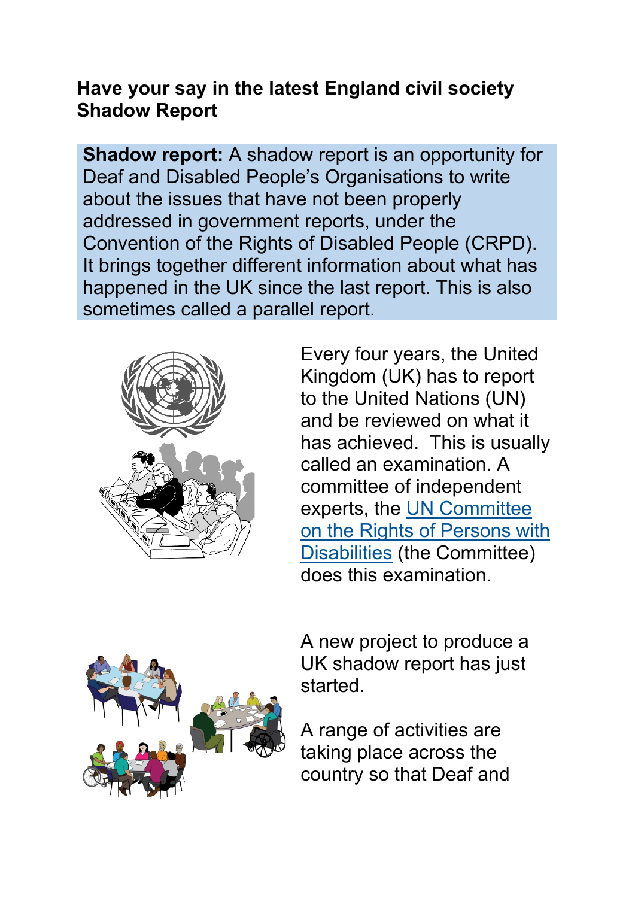## Have your say in the latest England civil society Shadow Report

**Shadow report:** A shadow report is an opportunity for Deaf and Disabled People's Organisations to write about the issues that have not been properly addressed in government reports, under the Convention of the Rights of Disabled People (CRPD). It brings together different information about what has happened in the UK since the last report. This is also sometimes called a parallel report.

Every four years, the United Kingdom (UK) has to report to the United Nations (UN) and be reviewed on what it has achieved. This is usually called an examination. A committee of independent experts, the UN Committee on the Rights of Persons with Disabilities (the Committee) does this examination.

A new project to produce a UK shadow report has just started.

A range of activities are taking place across the country so that Deaf and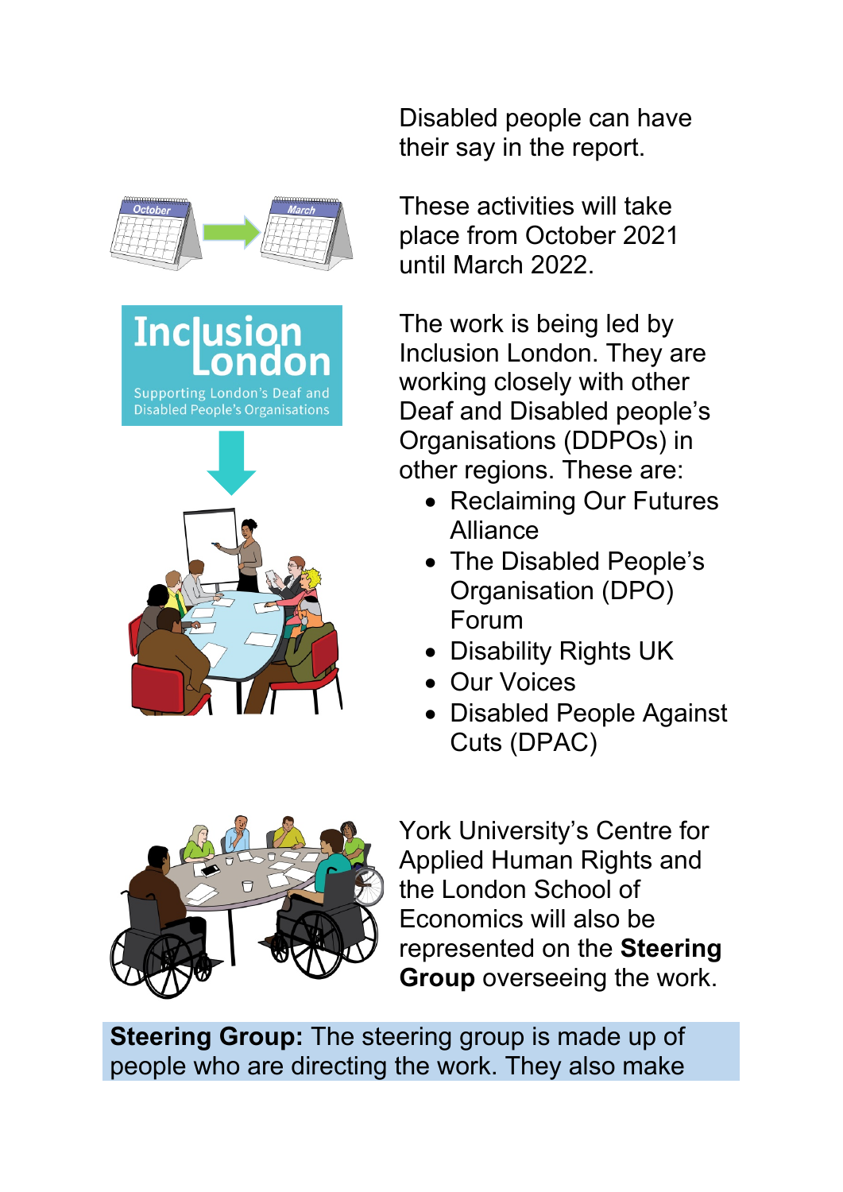Disabled people can have their say in the report.

These activities will take place from October 2021 until March 2022.

The work is being led by Inclusion London. They are working closely with other Deaf and Disabled people's Organisations (DDPOs) in other regions. These are:

- Reclaiming Our Futures Alliance
- The Disabled People's Organisation (DPO) Forum
- Disability Rights UK
- Our Voices
- Disabled People Against Cuts (DPAC)

York University's Centre for Applied Human Rights and the London School of Economics will also be represented on the **Steering Group** overseeing the work.

**Steering Group:** The steering group is made up of people who are directing the work. They also make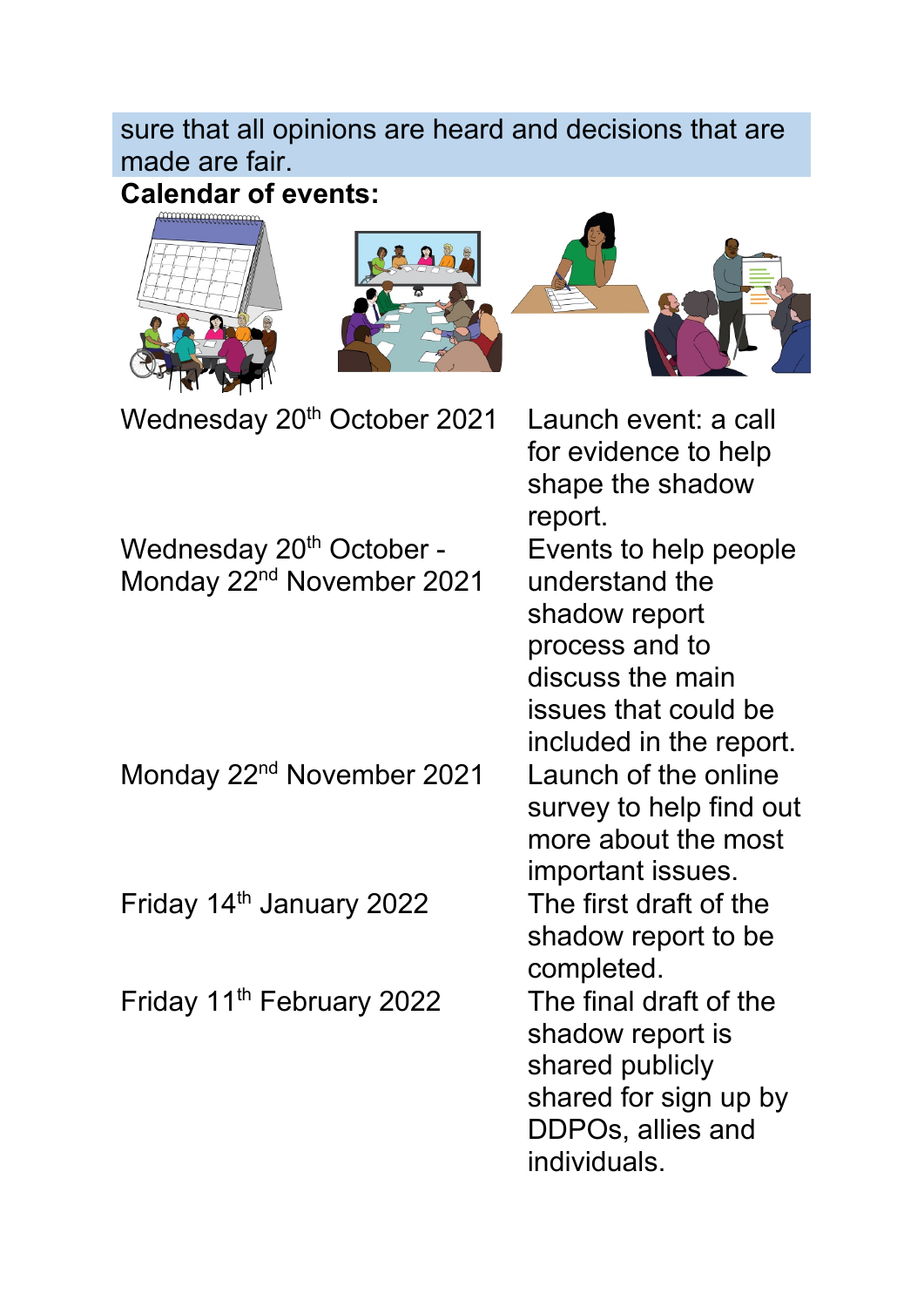sure that all opinions are heard and decisions that are made are fair.

**Calendar of events:**

| | |
|---|---|
| Wednesday 20th October 2021 | Launch event: a call for evidence to help shape the shadow report. |
| Wednesday 20th October - Monday 22nd November 2021 | Events to help people understand the shadow report process and to discuss the main issues that could be included in the report. |
| Monday 22nd November 2021 | Launch of the online survey to help find out more about the most important issues. |
| Friday 14th January 2022 | The first draft of the shadow report to be completed. |
| Friday 11th February 2022 | The final draft of the shadow report is shared publicly shared for sign up by DDPOs, allies and individuals. |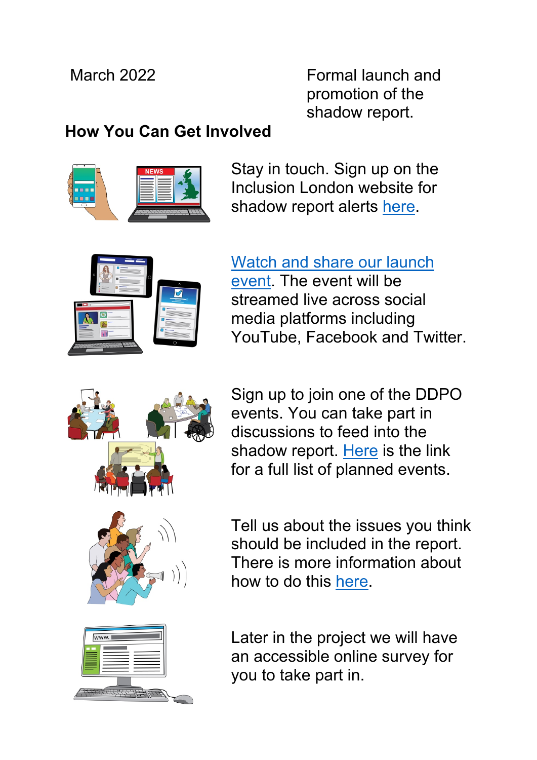March 2022 — Formal launch and promotion of the shadow report.

**How You Can Get Involved**

Stay in touch. Sign up on the Inclusion London website for shadow report alerts here.

Watch and share our launch event. The event will be streamed live across social media platforms including YouTube, Facebook and Twitter.

Sign up to join one of the DDPO events. You can take part in discussions to feed into the shadow report. Here is the link for a full list of planned events.

Tell us about the issues you think should be included in the report. There is more information about how to do this here.

Later in the project we will have an accessible online survey for you to take part in.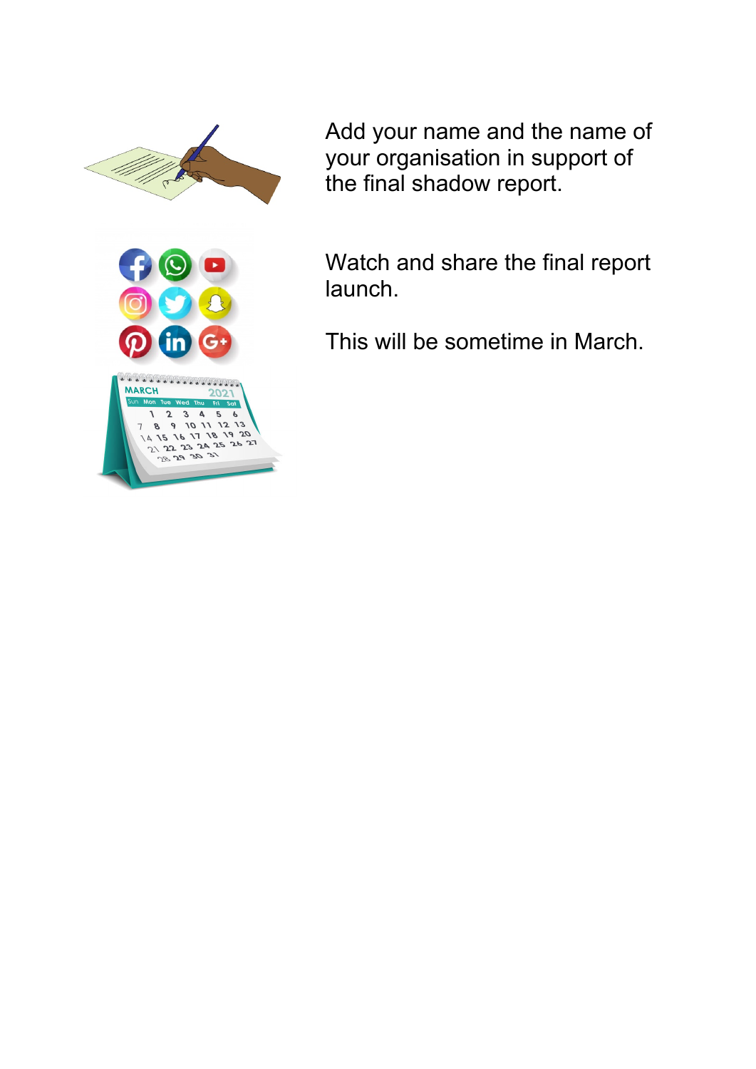Add your name and the name of your organisation in support of the final shadow report.

Watch and share the final report launch.

This will be sometime in March.